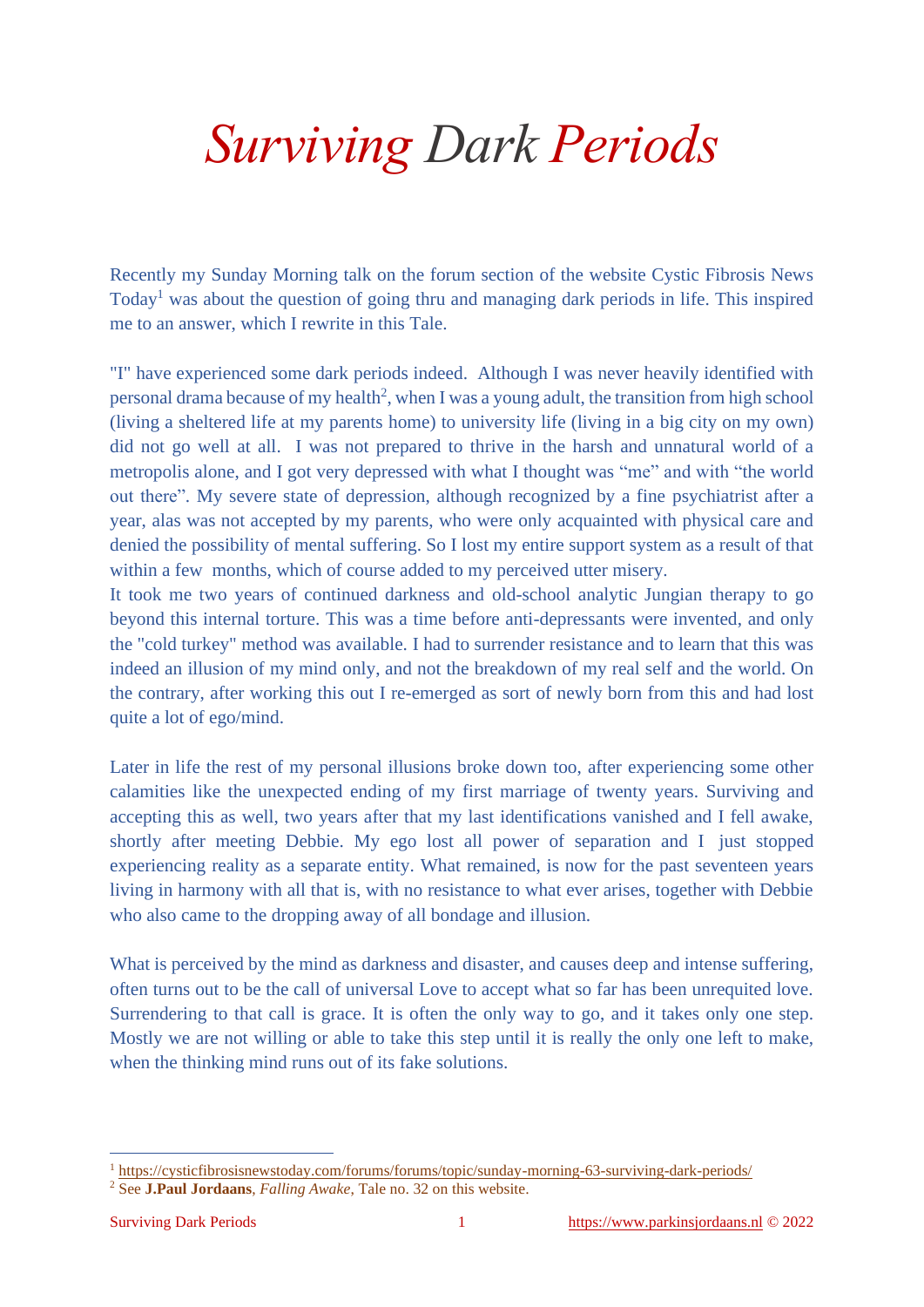# *Surviving Dark Periods*

Recently my Sunday Morning talk on the forum section of the website Cystic Fibrosis News Today[1] was about the question of going thru and managing dark periods in life. This inspired me to an answer, which I rewrite in this Tale.

"I" have experienced some dark periods indeed. Although I was never heavily identified with personal drama because of my health[2], when I was a young adult, the transition from high school (living a sheltered life at my parents home) to university life (living in a big city on my own) did not go well at all. I was not prepared to thrive in the harsh and unnatural world of a metropolis alone, and I got very depressed with what I thought was "me" and with "the world out there". My severe state of depression, although recognized by a fine psychiatrist after a year, alas was not accepted by my parents, who were only acquainted with physical care and denied the possibility of mental suffering. So I lost my entire support system as a result of that within a few months, which of course added to my perceived utter misery.
It took me two years of continued darkness and old-school analytic Jungian therapy to go beyond this internal torture. This was a time before anti-depressants were invented, and only the "cold turkey" method was available. I had to surrender resistance and to learn that this was indeed an illusion of my mind only, and not the breakdown of my real self and the world. On the contrary, after working this out I re-emerged as sort of newly born from this and had lost quite a lot of ego/mind.

Later in life the rest of my personal illusions broke down too, after experiencing some other calamities like the unexpected ending of my first marriage of twenty years. Surviving and accepting this as well, two years after that my last identifications vanished and I fell awake, shortly after meeting Debbie. My ego lost all power of separation and I just stopped experiencing reality as a separate entity. What remained, is now for the past seventeen years living in harmony with all that is, with no resistance to what ever arises, together with Debbie who also came to the dropping away of all bondage and illusion.

What is perceived by the mind as darkness and disaster, and causes deep and intense suffering, often turns out to be the call of universal Love to accept what so far has been unrequited love. Surrendering to that call is grace. It is often the only way to go, and it takes only one step. Mostly we are not willing or able to take this step until it is really the only one left to make, when the thinking mind runs out of its fake solutions.

---

[1] https://cysticfibrosisnewstoday.com/forums/forums/topic/sunday-morning-63-surviving-dark-periods/

[2] See **J.Paul Jordaans**, *Falling Awake*, Tale no. 32 on this website.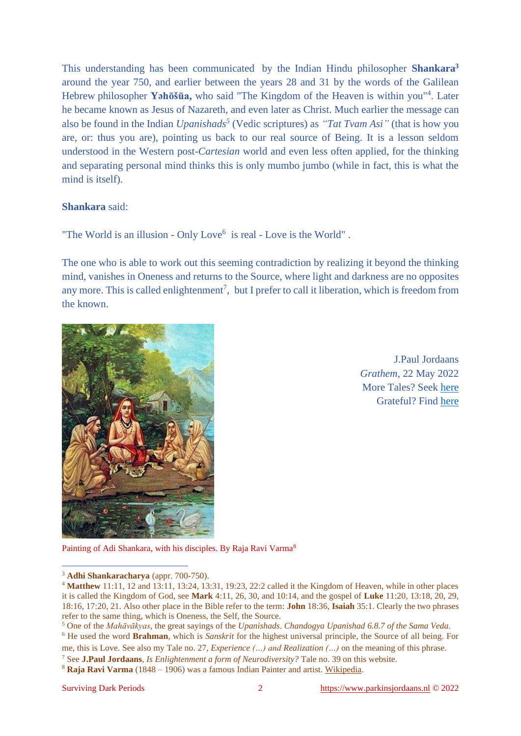This understanding has been communicated by the Indian Hindu philosopher **Shankara**[3] around the year 750, and earlier between the years 28 and 31 by the words of the Galilean Hebrew philosopher **Yəhōšūa,** who said "The Kingdom of the Heaven is within you"[4]. Later he became known as Jesus of Nazareth, and even later as Christ. Much earlier the message can also be found in the Indian *Upanishads*[5] (Vedic scriptures) as *"Tat Tvam Asi"* (that is how you are, or: thus you are), pointing us back to our real source of Being. It is a lesson seldom understood in the Western post-*Cartesian* world and even less often applied, for the thinking and separating personal mind thinks this is only mumbo jumbo (while in fact, this is what the mind is itself).

**Shankara** said:

"The World is an illusion - Only Love[6] is real - Love is the World" .

The one who is able to work out this seeming contradiction by realizing it beyond the thinking mind, vanishes in Oneness and returns to the Source, where light and darkness are no opposites any more. This is called enlightenment[7], but I prefer to call it liberation, which is freedom from the known.

Painting of Adi Shankara, with his disciples. By Raja Ravi Varma[8]

J.Paul Jordaans
*Grathem*, 22 May 2022
More Tales? Seek here
Grateful? Find here

---

[3] **Adhi Shankaracharya** (appr. 700-750).

[4] **Matthew** 11:11, 12 and 13:11, 13:24, 13:31, 19:23, 22:2 called it the Kingdom of Heaven, while in other places it is called the Kingdom of God, see **Mark** 4:11, 26, 30, and 10:14, and the gospel of **Luke** 11:20, 13:18, 20, 29, 18:16, 17:20, 21. Also other place in the Bible refer to the term: **John** 18:36, **Isaiah** 35:1. Clearly the two phrases refer to the same thing, which is Oneness, the Self, the Source.

[5] One of the *Mahāvākyas*, the great sayings of the *Upanishads*. *Chandogya Upanishad 6.8.7 of the Sama Veda.*

[6] He used the word **Brahman**, which is *Sanskrit* for the highest universal principle, the Source of all being. For me, this is Love. See also my Tale no. 27, *Experience (…) and Realization (…)* on the meaning of this phrase.

[7] See **J.Paul Jordaans**, *Is Enlightenment a form of Neurodiversity?* Tale no. 39 on this website.

[8] **Raja Ravi Varma** (1848 – 1906) was a famous Indian Painter and artist. Wikipedia.